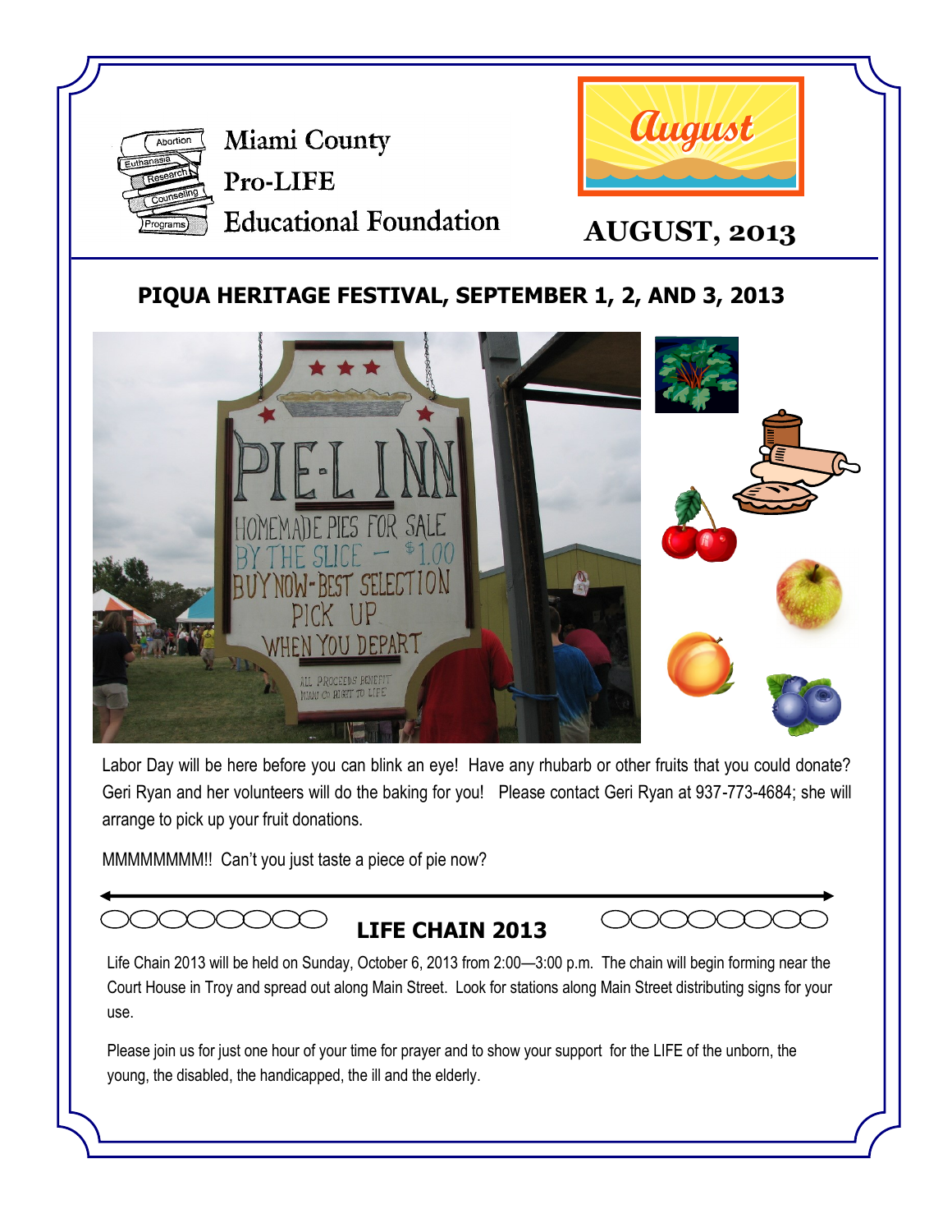# Miami County Pro-LIFE Educational Foundation

## AUGUST, 2013

## PIQUA HERITAGE FESTIVAL, SEPTEMBER 1, 2, AND 3, 2013

PIE-L INN
HOMEMADE PIES FOR SALE
BY THE SLICE – $1.00
BUY NOW-BEST SELECTION
PICK UP
WHEN YOU DEPART
ALL PROCEEDS BENEFIT MIAMI CO RIGHT TO LIFE

Labor Day will be here before you can blink an eye! Have any rhubarb or other fruits that you could donate? Geri Ryan and her volunteers will do the baking for you! Please contact Geri Ryan at 937-773-4684; she will arrange to pick up your fruit donations.

MMMMMMMM!! Can't you just taste a piece of pie now?

## LIFE CHAIN 2013

Life Chain 2013 will be held on Sunday, October 6, 2013 from 2:00—3:00 p.m. The chain will begin forming near the Court House in Troy and spread out along Main Street. Look for stations along Main Street distributing signs for your use.

Please join us for just one hour of your time for prayer and to show your support for the LIFE of the unborn, the young, the disabled, the handicapped, the ill and the elderly.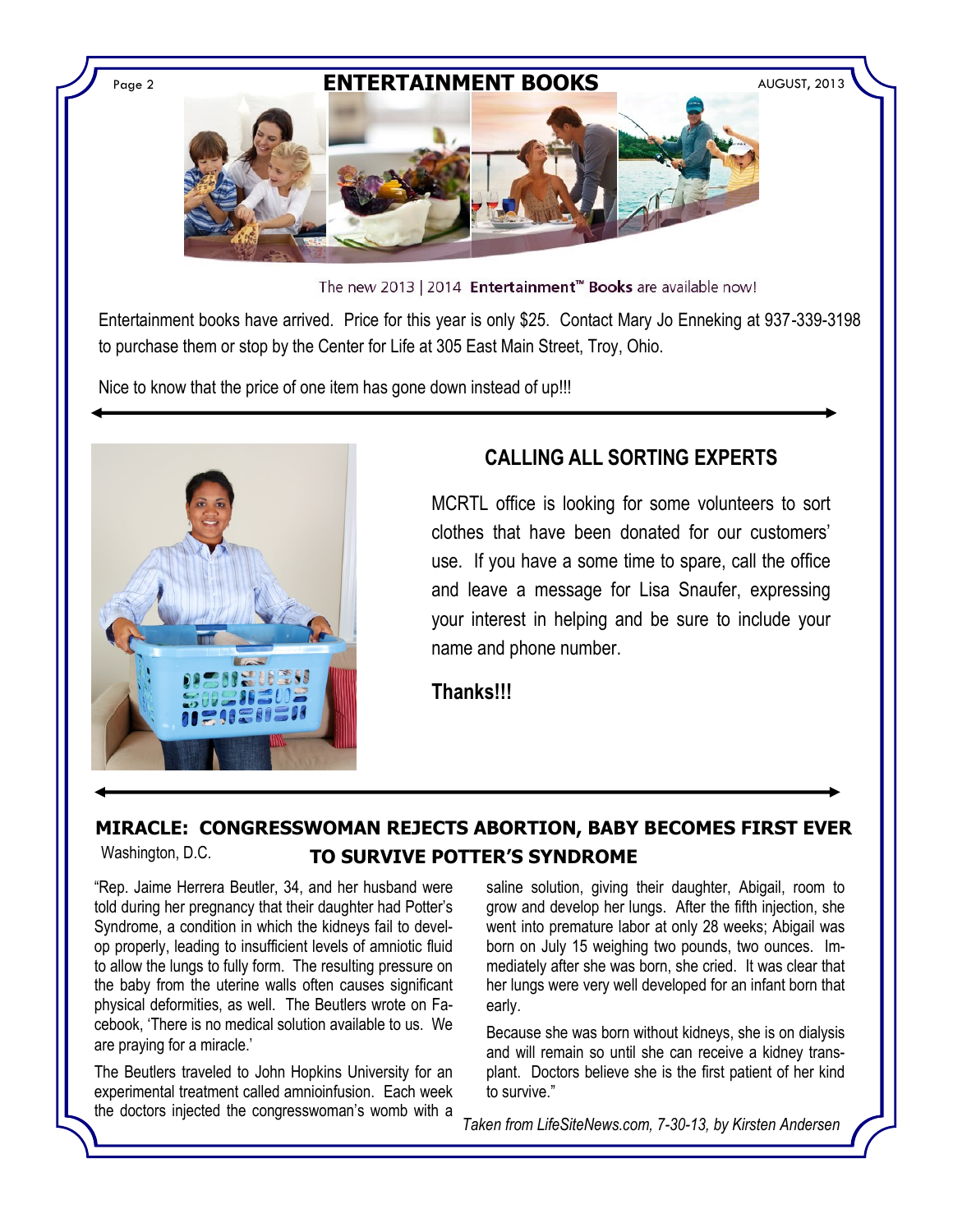## ENTERTAINMENT BOOKS

The new 2013 | 2014 **Entertainment™ Books** are available now!

Entertainment books have arrived. Price for this year is only $25. Contact Mary Jo Enneking at 937-339-3198 to purchase them or stop by the Center for Life at 305 East Main Street, Troy, Ohio.

Nice to know that the price of one item has gone down instead of up!!!

## CALLING ALL SORTING EXPERTS

MCRTL office is looking for some volunteers to sort clothes that have been donated for our customers' use. If you have a some time to spare, call the office and leave a message for Lisa Snaufer, expressing your interest in helping and be sure to include your name and phone number.

**Thanks!!!**

## MIRACLE: CONGRESSWOMAN REJECTS ABORTION, BABY BECOMES FIRST EVER TO SURVIVE POTTER'S SYNDROME

Washington, D.C.

"Rep. Jaime Herrera Beutler, 34, and her husband were told during her pregnancy that their daughter had Potter's Syndrome, a condition in which the kidneys fail to develop properly, leading to insufficient levels of amniotic fluid to allow the lungs to fully form. The resulting pressure on the baby from the uterine walls often causes significant physical deformities, as well. The Beutlers wrote on Facebook, 'There is no medical solution available to us. We are praying for a miracle.'

The Beutlers traveled to John Hopkins University for an experimental treatment called amnioinfusion. Each week the doctors injected the congresswoman's womb with a saline solution, giving their daughter, Abigail, room to grow and develop her lungs. After the fifth injection, she went into premature labor at only 28 weeks; Abigail was born on July 15 weighing two pounds, two ounces. Immediately after she was born, she cried. It was clear that her lungs were very well developed for an infant born that early.

Because she was born without kidneys, she is on dialysis and will remain so until she can receive a kidney transplant. Doctors believe she is the first patient of her kind to survive."

*Taken from LifeSiteNews.com, 7-30-13, by Kirsten Andersen*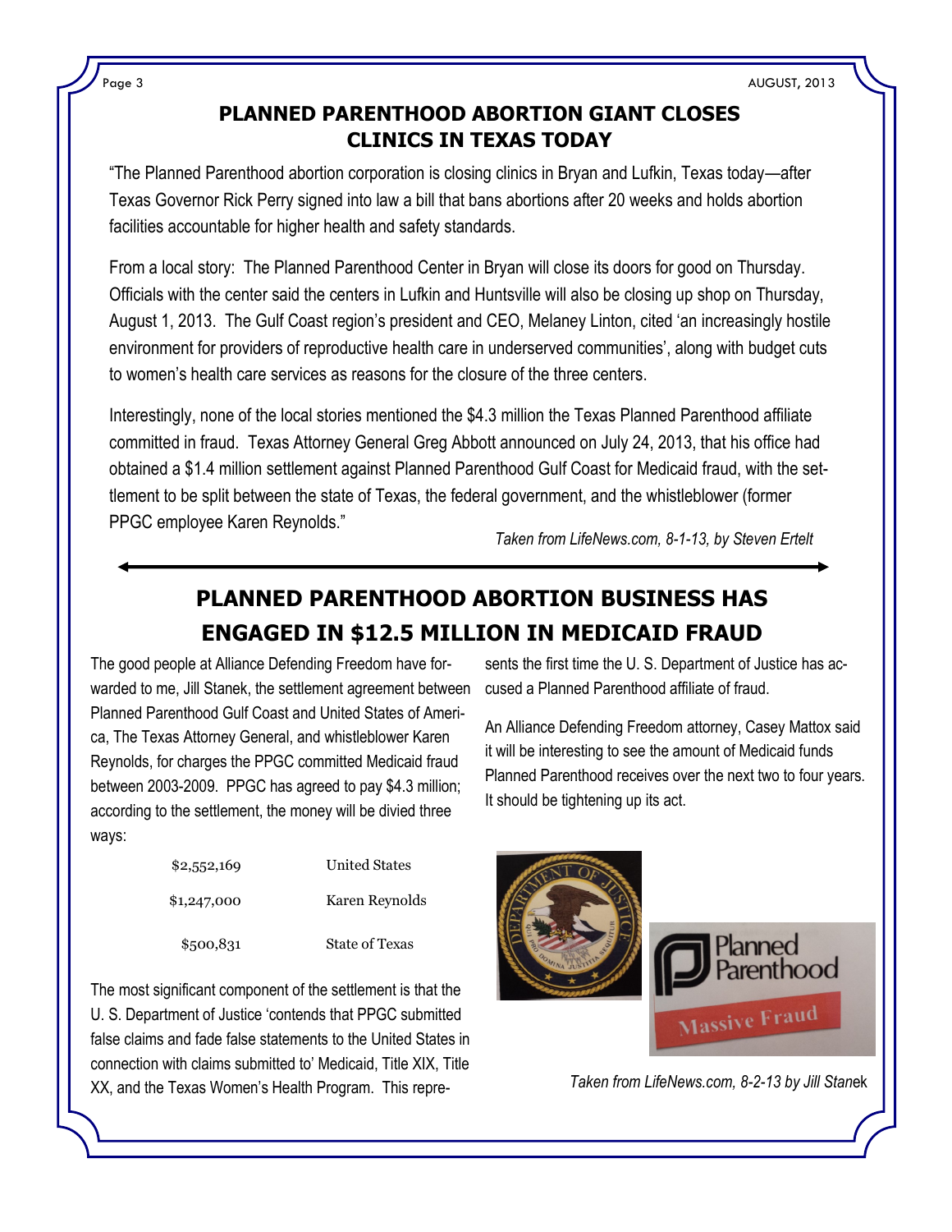## PLANNED PARENTHOOD ABORTION GIANT CLOSES CLINICS IN TEXAS TODAY

"The Planned Parenthood abortion corporation is closing clinics in Bryan and Lufkin, Texas today—after Texas Governor Rick Perry signed into law a bill that bans abortions after 20 weeks and holds abortion facilities accountable for higher health and safety standards.

From a local story: The Planned Parenthood Center in Bryan will close its doors for good on Thursday. Officials with the center said the centers in Lufkin and Huntsville will also be closing up shop on Thursday, August 1, 2013. The Gulf Coast region's president and CEO, Melaney Linton, cited 'an increasingly hostile environment for providers of reproductive health care in underserved communities', along with budget cuts to women's health care services as reasons for the closure of the three centers.

Interestingly, none of the local stories mentioned the $4.3 million the Texas Planned Parenthood affiliate committed in fraud. Texas Attorney General Greg Abbott announced on July 24, 2013, that his office had obtained a $1.4 million settlement against Planned Parenthood Gulf Coast for Medicaid fraud, with the settlement to be split between the state of Texas, the federal government, and the whistleblower (former PPGC employee Karen Reynolds."

*Taken from LifeNews.com, 8-1-13, by Steven Ertelt*

## PLANNED PARENTHOOD ABORTION BUSINESS HAS ENGAGED IN $12.5 MILLION IN MEDICAID FRAUD

The good people at Alliance Defending Freedom have forwarded to me, Jill Stanek, the settlement agreement between Planned Parenthood Gulf Coast and United States of America, The Texas Attorney General, and whistleblower Karen Reynolds, for charges the PPGC committed Medicaid fraud between 2003-2009. PPGC has agreed to pay $4.3 million; according to the settlement, the money will be divied three ways:

| | |
|---|---|
| $2,552,169 | United States |
| $1,247,000 | Karen Reynolds |
| $500,831 | State of Texas |

The most significant component of the settlement is that the U. S. Department of Justice 'contends that PPGC submitted false claims and fade false statements to the United States in connection with claims submitted to' Medicaid, Title XIX, Title XX, and the Texas Women's Health Program. This represents the first time the U. S. Department of Justice has accused a Planned Parenthood affiliate of fraud.

An Alliance Defending Freedom attorney, Casey Mattox said it will be interesting to see the amount of Medicaid funds Planned Parenthood receives over the next two to four years. It should be tightening up its act.

*Taken from LifeNews.com, 8-2-13 by Jill Stanek*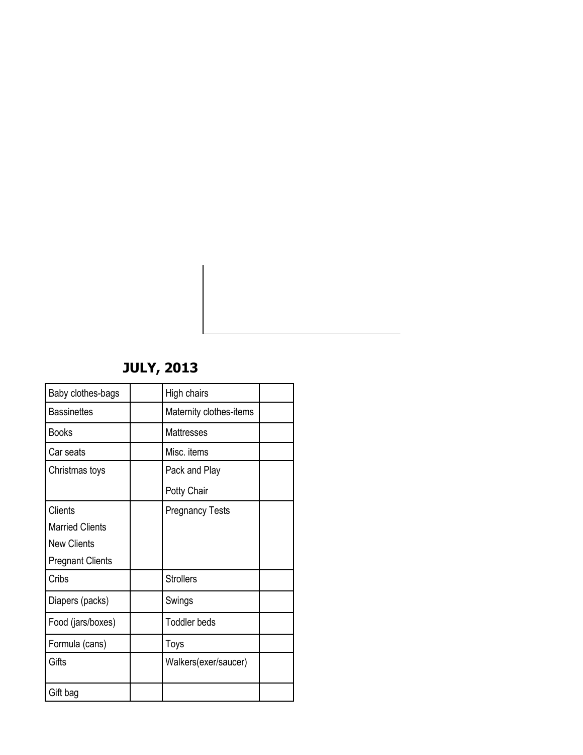## JULY, 2013

| | | | |
|---|---|---|---|
| Baby clothes-bags | | High chairs | |
| Bassinettes | | Maternity clothes-items | |
| Books | | Mattresses | |
| Car seats | | Misc. items | |
| Christmas toys | | Pack and Play<br>Potty Chair | |
| Clients<br>Married Clients<br>New Clients<br>Pregnant Clients | | Pregnancy Tests | |
| Cribs | | Strollers | |
| Diapers (packs) | | Swings | |
| Food (jars/boxes) | | Toddler beds | |
| Formula (cans) | | Toys | |
| Gifts | | Walkers(exer/saucer) | |
| Gift bag | | | |